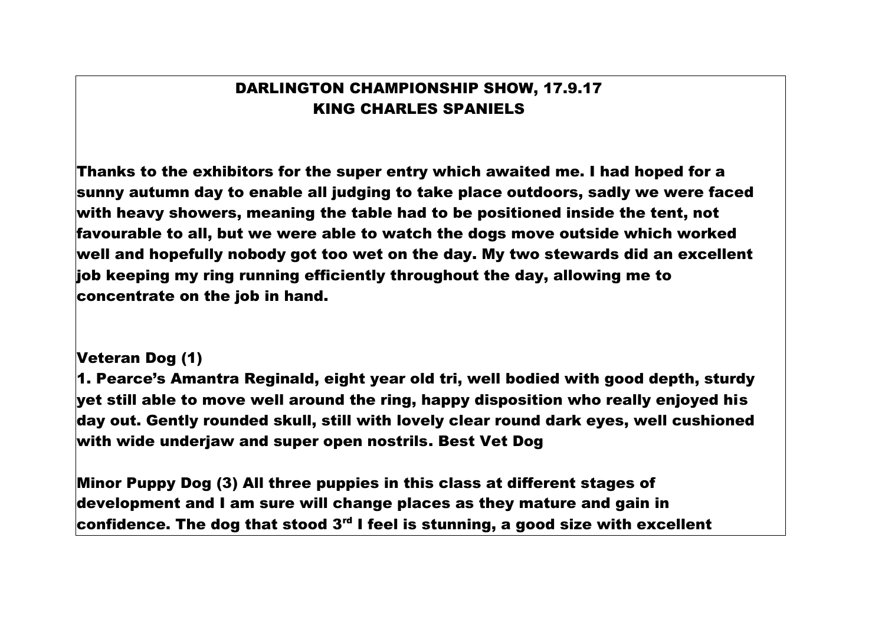# DARLINGTON CHAMPIONSHIP SHOW, 17.9.17
## KING CHARLES SPANIELS

**Thanks to the exhibitors for the super entry which awaited me. I had hoped for a sunny autumn day to enable all judging to take place outdoors, sadly we were faced with heavy showers, meaning the table had to be positioned inside the tent, not favourable to all, but we were able to watch the dogs move outside which worked well and hopefully nobody got too wet on the day. My two stewards did an excellent job keeping my ring running efficiently throughout the day, allowing me to concentrate on the job in hand.**

**Veteran Dog (1)**

**1. Pearce's Amantra Reginald, eight year old tri, well bodied with good depth, sturdy yet still able to move well around the ring, happy disposition who really enjoyed his day out. Gently rounded skull, still with lovely clear round dark eyes, well cushioned with wide underjaw and super open nostrils. Best Vet Dog**

**Minor Puppy Dog (3) All three puppies in this class at different stages of development and I am sure will change places as they mature and gain in confidence. The dog that stood 3rd I feel is stunning, a good size with excellent**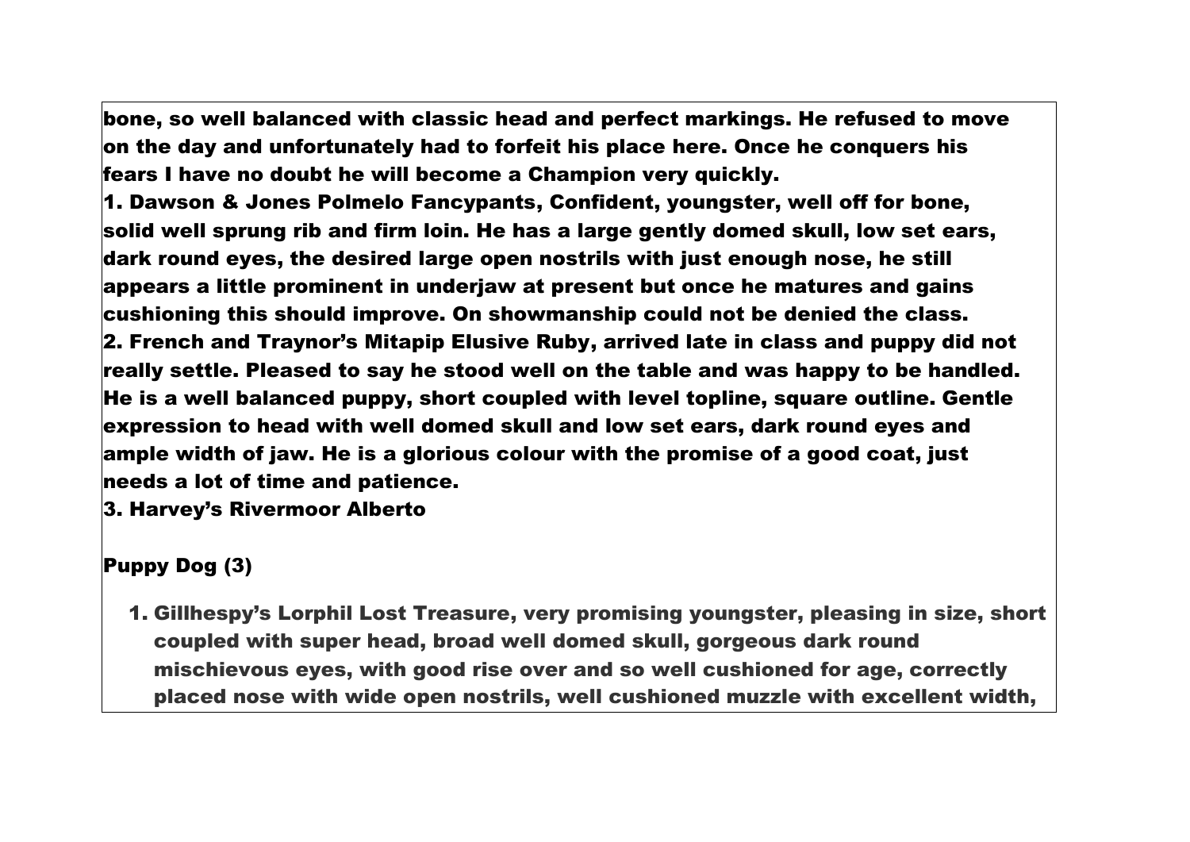bone, so well balanced with classic head and perfect markings. He refused to move on the day and unfortunately had to forfeit his place here. Once he conquers his fears I have no doubt he will become a Champion very quickly.

1. Dawson & Jones Polmelo Fancypants, Confident, youngster, well off for bone, solid well sprung rib and firm loin. He has a large gently domed skull, low set ears, dark round eyes, the desired large open nostrils with just enough nose, he still appears a little prominent in underjaw at present but once he matures and gains cushioning this should improve. On showmanship could not be denied the class.
2. French and Traynor's Mitapip Elusive Ruby, arrived late in class and puppy did not really settle. Pleased to say he stood well on the table and was happy to be handled. He is a well balanced puppy, short coupled with level topline, square outline. Gentle expression to head with well domed skull and low set ears, dark round eyes and ample width of jaw. He is a glorious colour with the promise of a good coat, just needs a lot of time and patience.
3. Harvey's Rivermoor Alberto

## Puppy Dog (3)

1. Gillhespy's Lorphil Lost Treasure, very promising youngster, pleasing in size, short coupled with super head, broad well domed skull, gorgeous dark round mischievous eyes, with good rise over and so well cushioned for age, correctly placed nose with wide open nostrils, well cushioned muzzle with excellent width,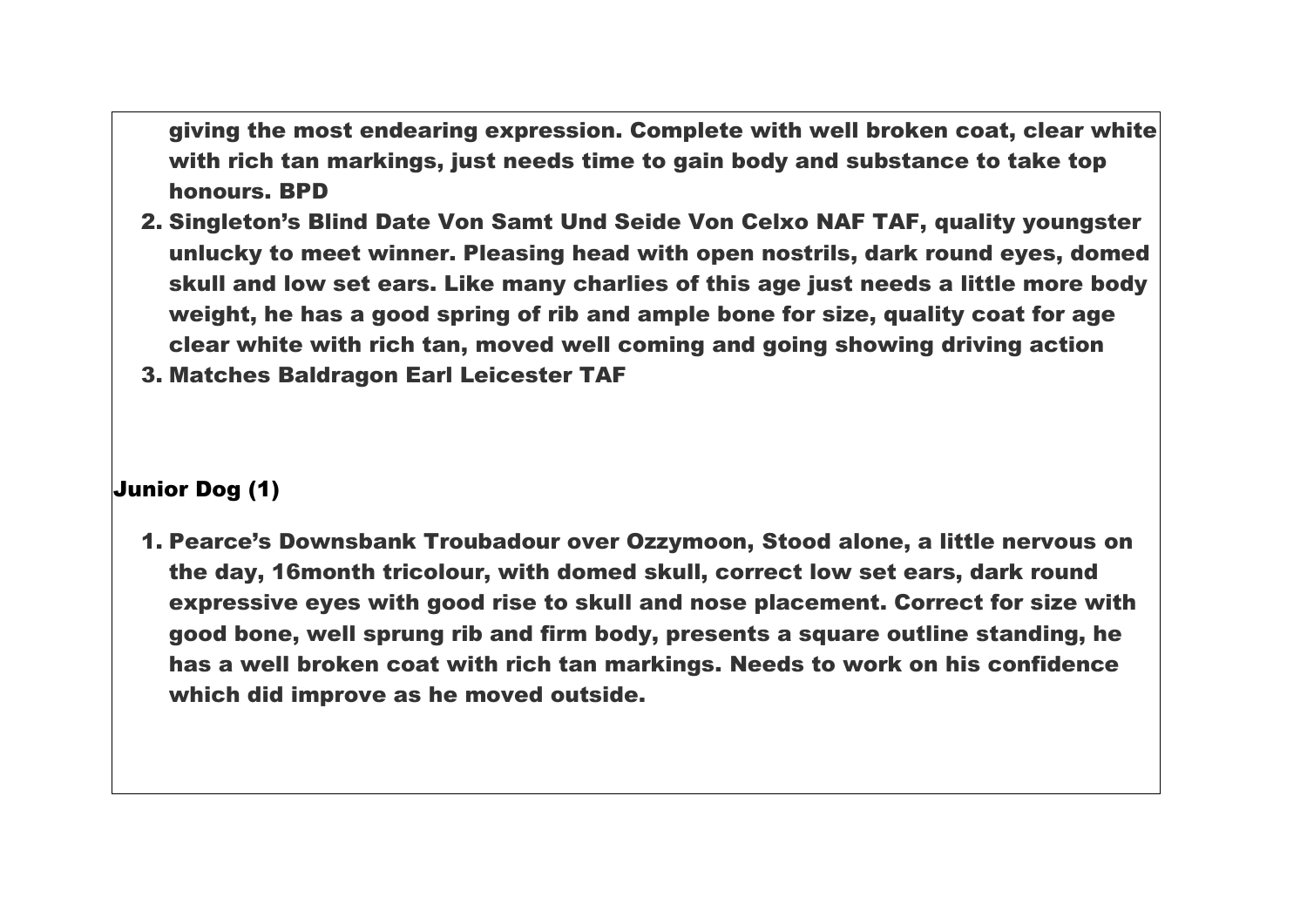giving the most endearing expression. Complete with well broken coat, clear white with rich tan markings, just needs time to gain body and substance to take top honours. BPD

2. Singleton's Blind Date Von Samt Und Seide Von Celxo NAF TAF, quality youngster unlucky to meet winner. Pleasing head with open nostrils, dark round eyes, domed skull and low set ears. Like many charlies of this age just needs a little more body weight, he has a good spring of rib and ample bone for size, quality coat for age clear white with rich tan, moved well coming and going showing driving action
3. Matches Baldragon Earl Leicester TAF

## Junior Dog (1)

1. Pearce's Downsbank Troubadour over Ozzymoon, Stood alone, a little nervous on the day, 16month tricolour, with domed skull, correct low set ears, dark round expressive eyes with good rise to skull and nose placement. Correct for size with good bone, well sprung rib and firm body, presents a square outline standing, he has a well broken coat with rich tan markings. Needs to work on his confidence which did improve as he moved outside.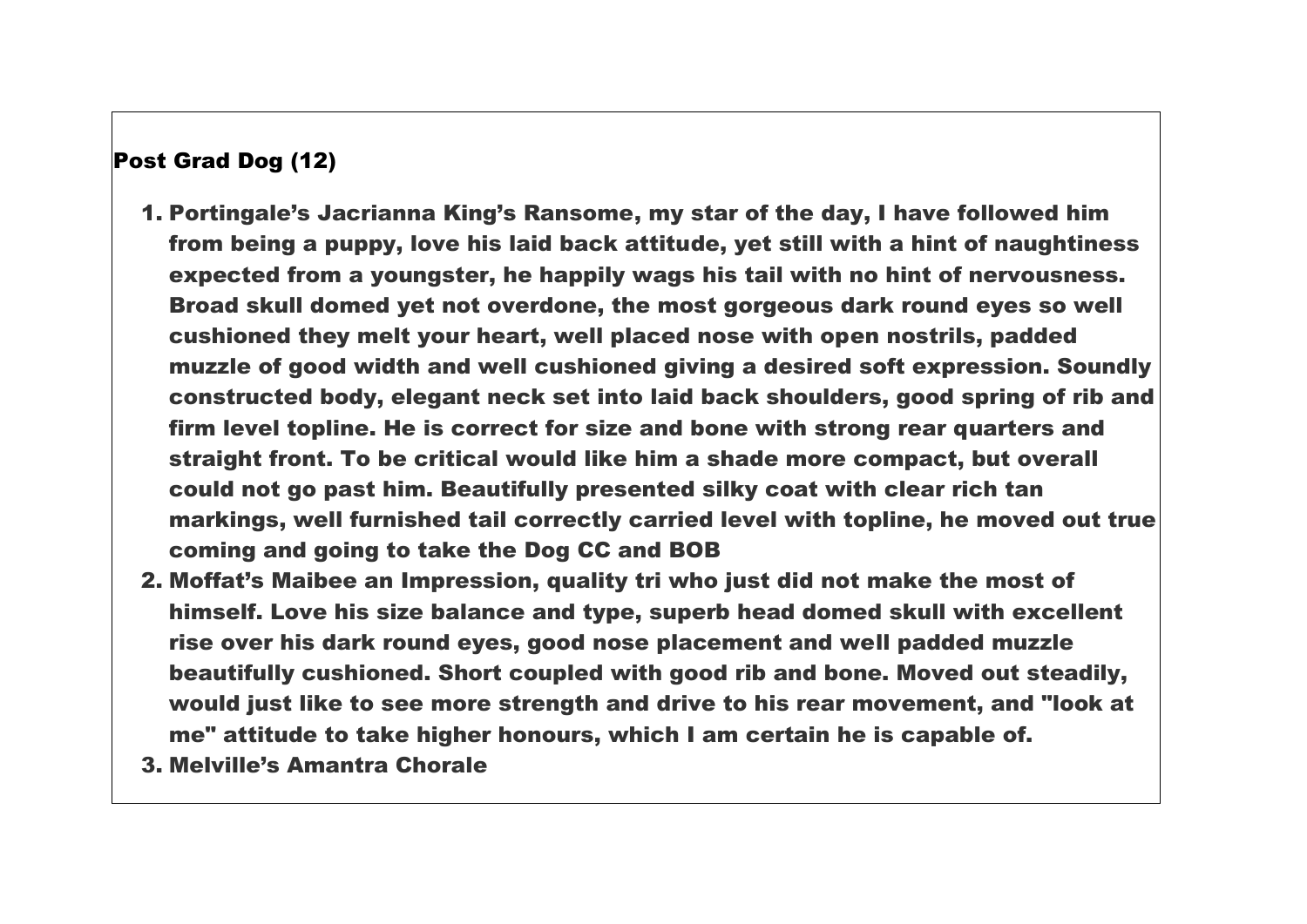**Post Grad Dog (12)**

1. **Portingale's Jacrianna King's Ransome, my star of the day, I have followed him from being a puppy, love his laid back attitude, yet still with a hint of naughtiness expected from a youngster, he happily wags his tail with no hint of nervousness. Broad skull domed yet not overdone, the most gorgeous dark round eyes so well cushioned they melt your heart, well placed nose with open nostrils, padded muzzle of good width and well cushioned giving a desired soft expression. Soundly constructed body, elegant neck set into laid back shoulders, good spring of rib and firm level topline. He is correct for size and bone with strong rear quarters and straight front. To be critical would like him a shade more compact, but overall could not go past him. Beautifully presented silky coat with clear rich tan markings, well furnished tail correctly carried level with topline, he moved out true coming and going to take the Dog CC and BOB**
2. **Moffat's Maibee an Impression, quality tri who just did not make the most of himself. Love his size balance and type, superb head domed skull with excellent rise over his dark round eyes, good nose placement and well padded muzzle beautifully cushioned. Short coupled with good rib and bone. Moved out steadily, would just like to see more strength and drive to his rear movement, and "look at me" attitude to take higher honours, which I am certain he is capable of.**
3. **Melville's Amantra Chorale**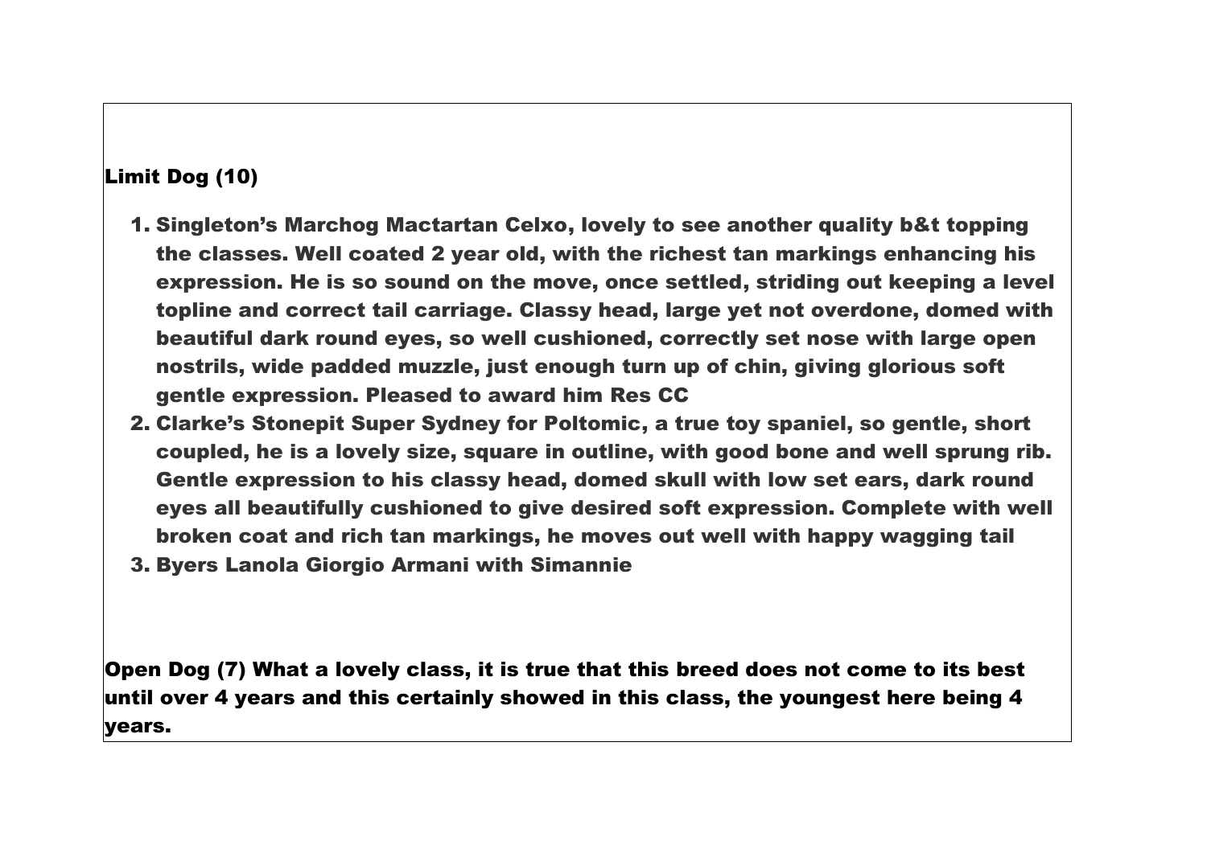**Limit Dog (10)**

1. **Singleton's Marchog Mactartan Celxo, lovely to see another quality b&t topping the classes. Well coated 2 year old, with the richest tan markings enhancing his expression. He is so sound on the move, once settled, striding out keeping a level topline and correct tail carriage. Classy head, large yet not overdone, domed with beautiful dark round eyes, so well cushioned, correctly set nose with large open nostrils, wide padded muzzle, just enough turn up of chin, giving glorious soft gentle expression. Pleased to award him Res CC**
2. **Clarke's Stonepit Super Sydney for Poltomic, a true toy spaniel, so gentle, short coupled, he is a lovely size, square in outline, with good bone and well sprung rib. Gentle expression to his classy head, domed skull with low set ears, dark round eyes all beautifully cushioned to give desired soft expression. Complete with well broken coat and rich tan markings, he moves out well with happy wagging tail**
3. **Byers Lanola Giorgio Armani with Simannie**

**Open Dog (7) What a lovely class, it is true that this breed does not come to its best until over 4 years and this certainly showed in this class, the youngest here being 4 years.**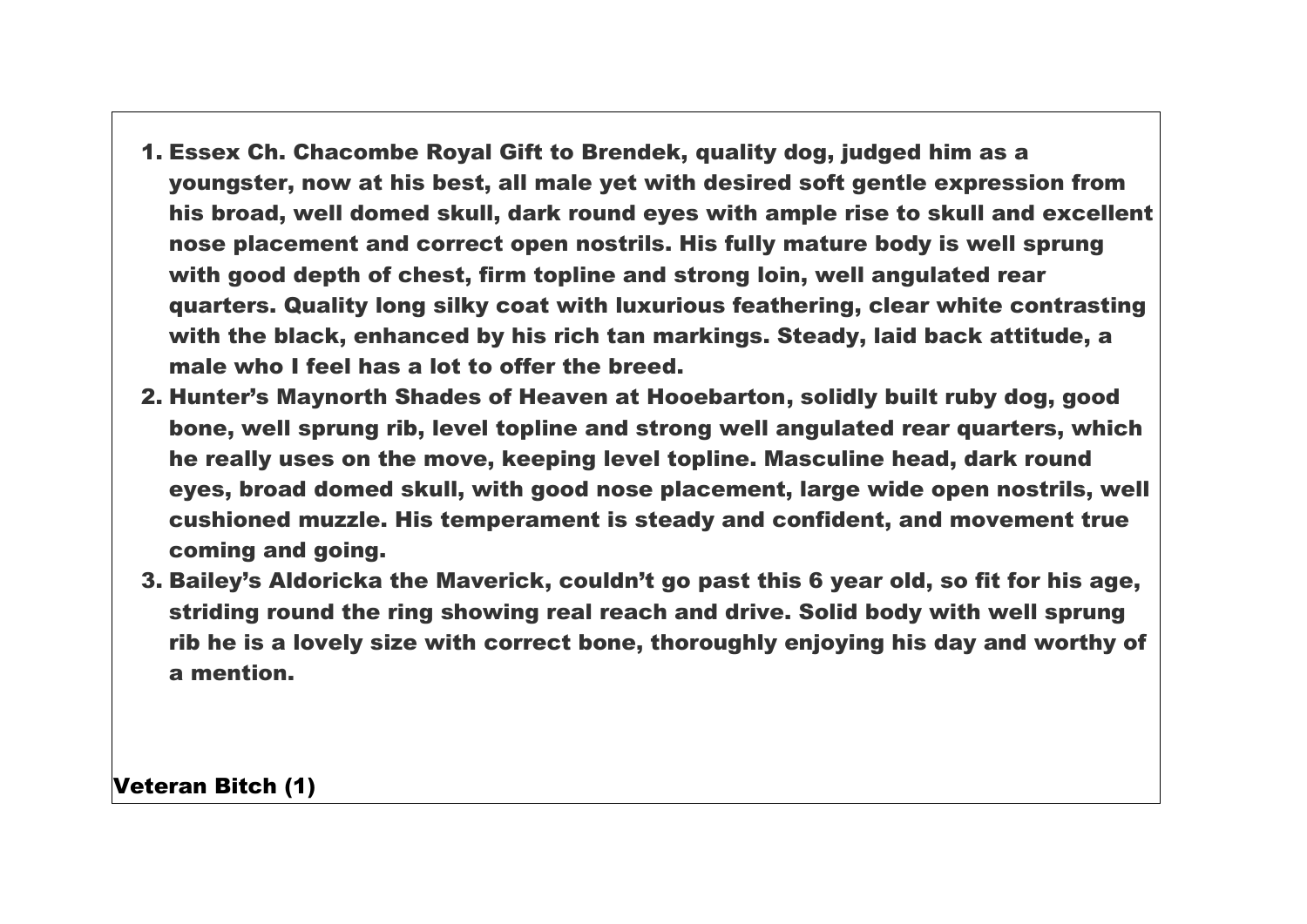1. **Essex Ch. Chacombe Royal Gift to Brendek, quality dog, judged him as a youngster, now at his best, all male yet with desired soft gentle expression from his broad, well domed skull, dark round eyes with ample rise to skull and excellent nose placement and correct open nostrils. His fully mature body is well sprung with good depth of chest, firm topline and strong loin, well angulated rear quarters. Quality long silky coat with luxurious feathering, clear white contrasting with the black, enhanced by his rich tan markings. Steady, laid back attitude, a male who I feel has a lot to offer the breed.**
2. **Hunter's Maynorth Shades of Heaven at Hooebarton, solidly built ruby dog, good bone, well sprung rib, level topline and strong well angulated rear quarters, which he really uses on the move, keeping level topline. Masculine head, dark round eyes, broad domed skull, with good nose placement, large wide open nostrils, well cushioned muzzle. His temperament is steady and confident, and movement true coming and going.**
3. **Bailey's Aldoricka the Maverick, couldn't go past this 6 year old, so fit for his age, striding round the ring showing real reach and drive. Solid body with well sprung rib he is a lovely size with correct bone, thoroughly enjoying his day and worthy of a mention.**

**Veteran Bitch (1)**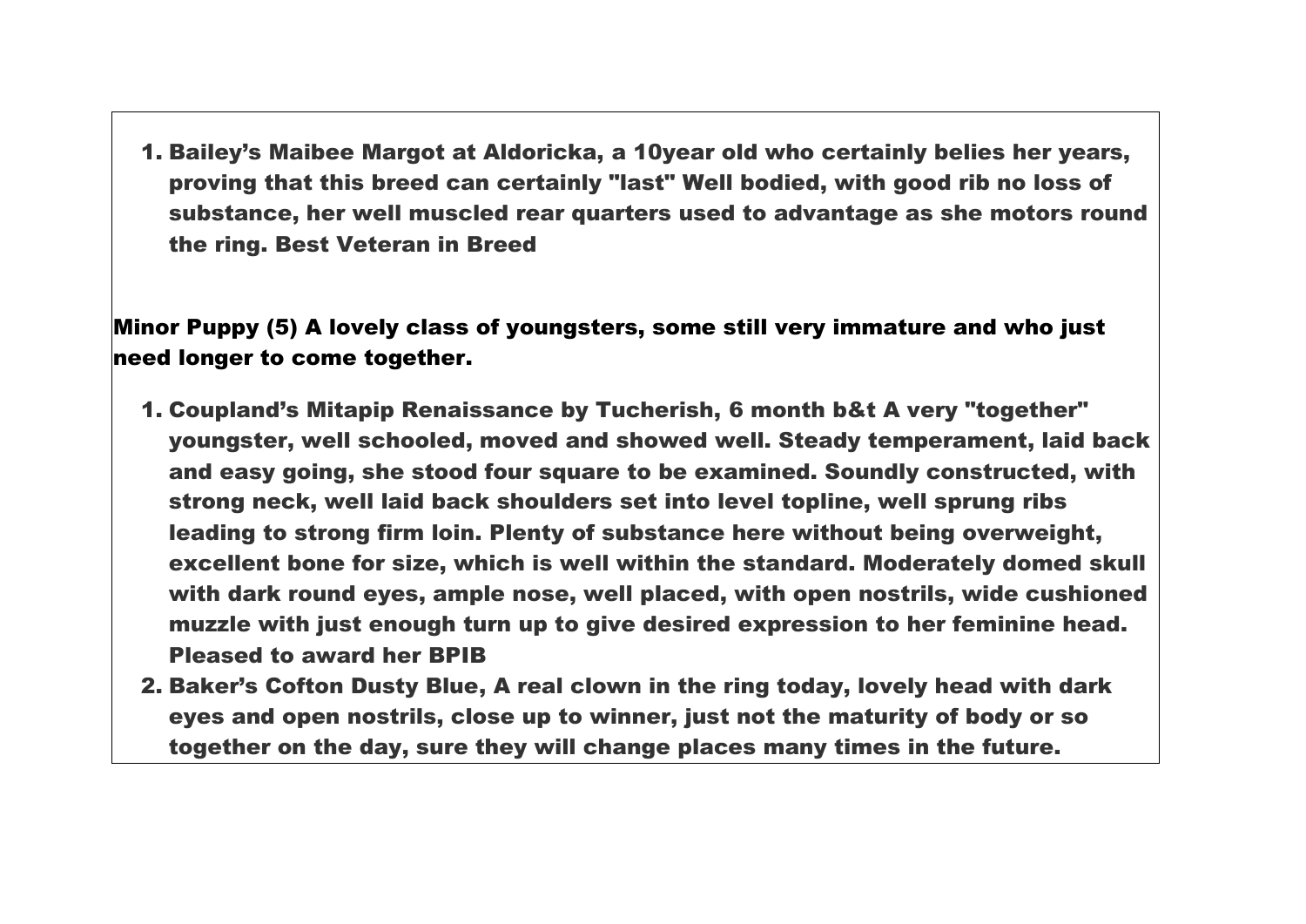1. **Bailey's Maibee Margot at Aldoricka, a 10year old who certainly belies her years, proving that this breed can certainly "last" Well bodied, with good rib no loss of substance, her well muscled rear quarters used to advantage as she motors round the ring. Best Veteran in Breed**

**Minor Puppy (5) A lovely class of youngsters, some still very immature and who just need longer to come together.**

1. **Coupland's Mitapip Renaissance by Tucherish, 6 month b&t A very "together" youngster, well schooled, moved and showed well. Steady temperament, laid back and easy going, she stood four square to be examined. Soundly constructed, with strong neck, well laid back shoulders set into level topline, well sprung ribs leading to strong firm loin. Plenty of substance here without being overweight, excellent bone for size, which is well within the standard. Moderately domed skull with dark round eyes, ample nose, well placed, with open nostrils, wide cushioned muzzle with just enough turn up to give desired expression to her feminine head. Pleased to award her BPIB**
2. **Baker's Cofton Dusty Blue, A real clown in the ring today, lovely head with dark eyes and open nostrils, close up to winner, just not the maturity of body or so together on the day, sure they will change places many times in the future.**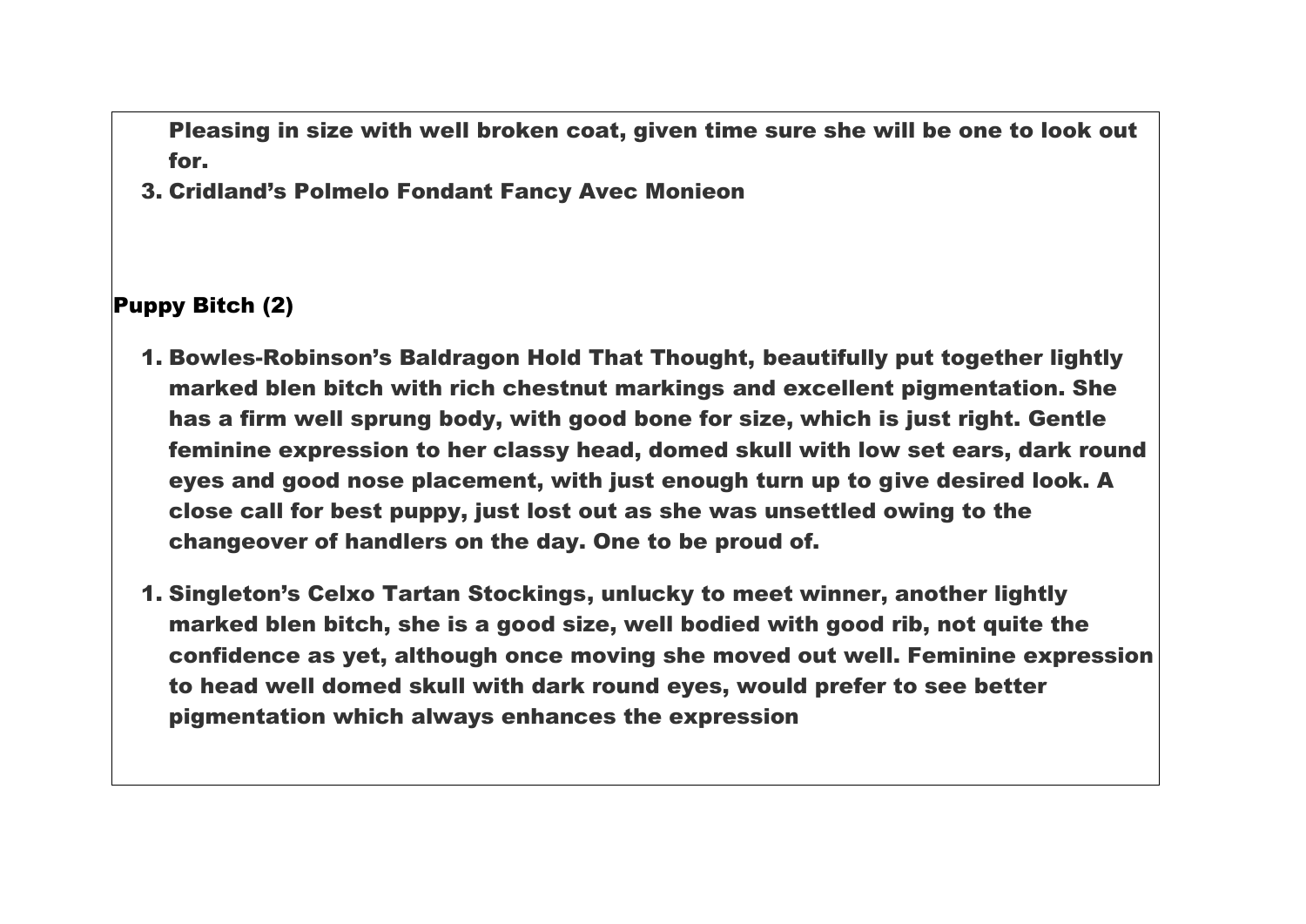Pleasing in size with well broken coat, given time sure she will be one to look out for.

3. Cridland's Polmelo Fondant Fancy Avec Monieon

## Puppy Bitch (2)

1. Bowles-Robinson's Baldragon Hold That Thought, beautifully put together lightly marked blen bitch with rich chestnut markings and excellent pigmentation. She has a firm well sprung body, with good bone for size, which is just right. Gentle feminine expression to her classy head, domed skull with low set ears, dark round eyes and good nose placement, with just enough turn up to give desired look. A close call for best puppy, just lost out as she was unsettled owing to the changeover of handlers on the day. One to be proud of.

1. Singleton's Celxo Tartan Stockings, unlucky to meet winner, another lightly marked blen bitch, she is a good size, well bodied with good rib, not quite the confidence as yet, although once moving she moved out well. Feminine expression to head well domed skull with dark round eyes, would prefer to see better pigmentation which always enhances the expression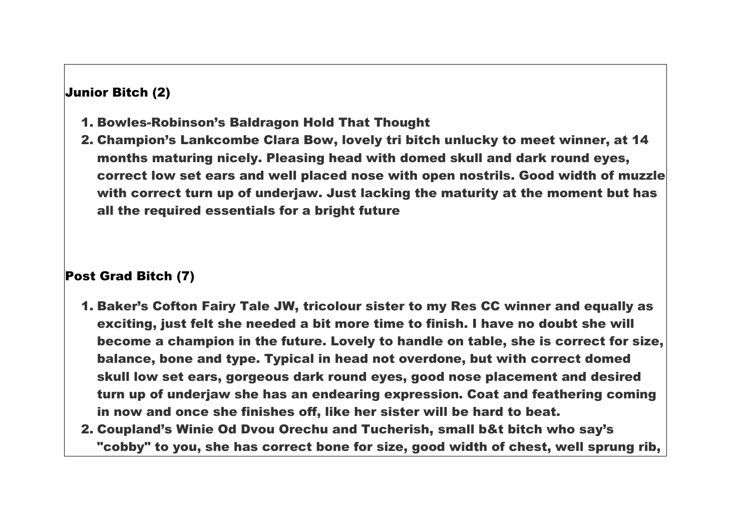## Junior Bitch (2)

1. **Bowles-Robinson's Baldragon Hold That Thought**
2. **Champion's Lankcombe Clara Bow, lovely tri bitch unlucky to meet winner, at 14 months maturing nicely. Pleasing head with domed skull and dark round eyes, correct low set ears and well placed nose with open nostrils. Good width of muzzle with correct turn up of underjaw. Just lacking the maturity at the moment but has all the required essentials for a bright future**

## Post Grad Bitch (7)

1. **Baker's Cofton Fairy Tale JW, tricolour sister to my Res CC winner and equally as exciting, just felt she needed a bit more time to finish. I have no doubt she will become a champion in the future. Lovely to handle on table, she is correct for size, balance, bone and type. Typical in head not overdone, but with correct domed skull low set ears, gorgeous dark round eyes, good nose placement and desired turn up of underjaw she has an endearing expression. Coat and feathering coming in now and once she finishes off, like her sister will be hard to beat.**
2. **Coupland's Winie Od Dvou Orechu and Tucherish, small b&t bitch who say's "cobby" to you, she has correct bone for size, good width of chest, well sprung rib,**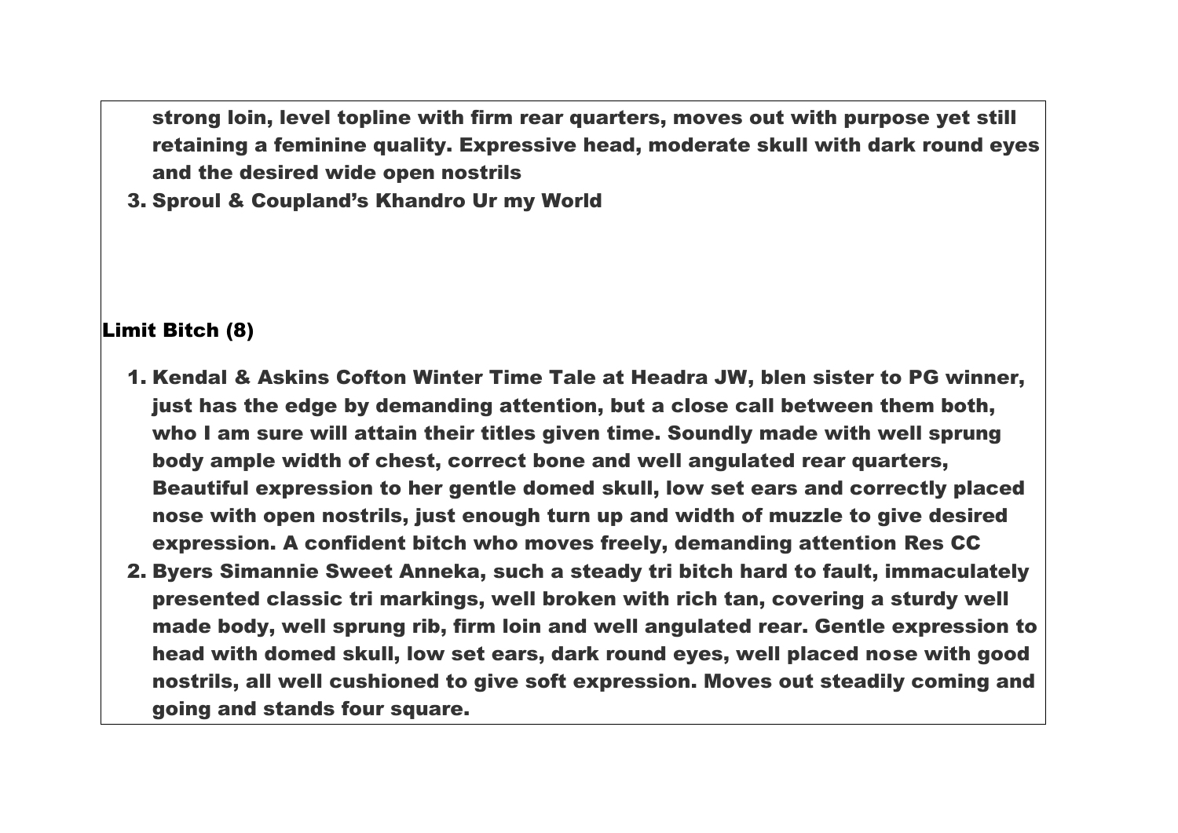**strong loin, level topline with firm rear quarters, moves out with purpose yet still retaining a feminine quality. Expressive head, moderate skull with dark round eyes and the desired wide open nostrils**

3. **Sproul & Coupland's Khandro Ur my World**

## Limit Bitch (8)

1. **Kendal & Askins Cofton Winter Time Tale at Headra JW, blen sister to PG winner, just has the edge by demanding attention, but a close call between them both, who I am sure will attain their titles given time. Soundly made with well sprung body ample width of chest, correct bone and well angulated rear quarters, Beautiful expression to her gentle domed skull, low set ears and correctly placed nose with open nostrils, just enough turn up and width of muzzle to give desired expression. A confident bitch who moves freely, demanding attention Res CC**
2. **Byers Simannie Sweet Anneka, such a steady tri bitch hard to fault, immaculately presented classic tri markings, well broken with rich tan, covering a sturdy well made body, well sprung rib, firm loin and well angulated rear. Gentle expression to head with domed skull, low set ears, dark round eyes, well placed nose with good nostrils, all well cushioned to give soft expression. Moves out steadily coming and going and stands four square.**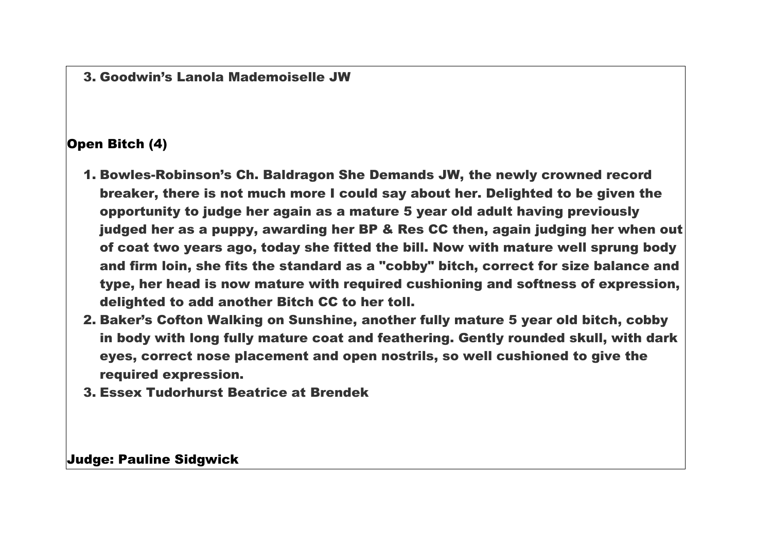3. Goodwin's Lanola Mademoiselle JW

## Open Bitch (4)

1. Bowles-Robinson's Ch. Baldragon She Demands JW, the newly crowned record breaker, there is not much more I could say about her. Delighted to be given the opportunity to judge her again as a mature 5 year old adult having previously judged her as a puppy, awarding her BP & Res CC then, again judging her when out of coat two years ago, today she fitted the bill. Now with mature well sprung body and firm loin, she fits the standard as a "cobby" bitch, correct for size balance and type, her head is now mature with required cushioning and softness of expression, delighted to add another Bitch CC to her toll.
2. Baker's Cofton Walking on Sunshine, another fully mature 5 year old bitch, cobby in body with long fully mature coat and feathering. Gently rounded skull, with dark eyes, correct nose placement and open nostrils, so well cushioned to give the required expression.
3. Essex Tudorhurst Beatrice at Brendek

**Judge: Pauline Sidgwick**